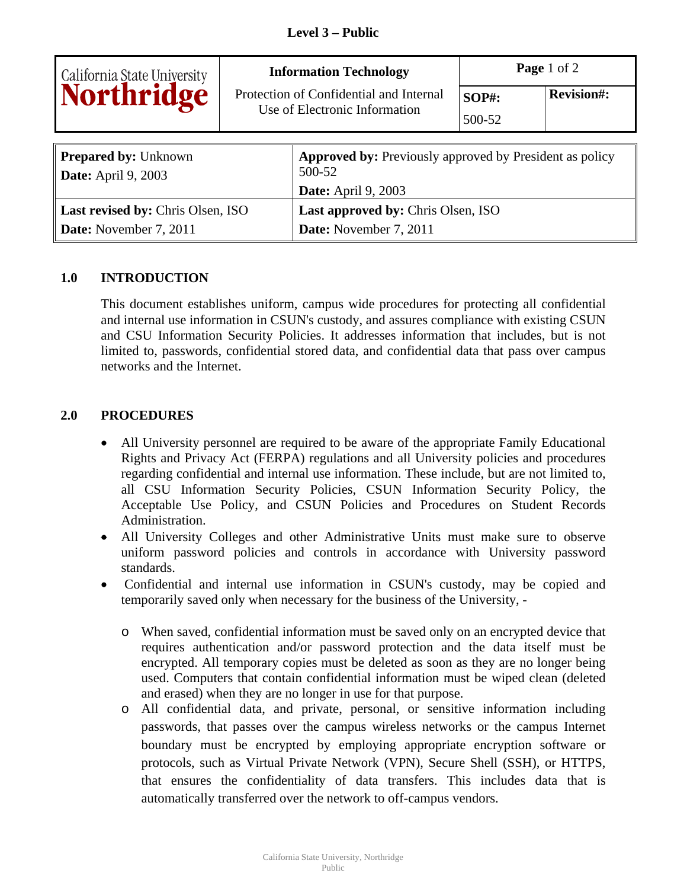**Level 3 – Public**

| California State University **Northridge** | **Information Technology** Protection of Confidential and Internal Use of Electronic Information | **Page** 1 of 2 | |
|---|---|---|---|
| | | **SOP#:** 500-52 | **Revision#:** |

| | |
|---|---|
| **Prepared by:** Unknown **Date:** April 9, 2003 | **Approved by:** Previously approved by President as policy 500-52 **Date:** April 9, 2003 |
| **Last revised by:** Chris Olsen, ISO **Date:** November 7, 2011 | **Last approved by:** Chris Olsen, ISO **Date:** November 7, 2011 |

## 1.0 INTRODUCTION

This document establishes uniform, campus wide procedures for protecting all confidential and internal use information in CSUN's custody, and assures compliance with existing CSUN and CSU Information Security Policies. It addresses information that includes, but is not limited to, passwords, confidential stored data, and confidential data that pass over campus networks and the Internet.

## 2.0 PROCEDURES

- All University personnel are required to be aware of the appropriate Family Educational Rights and Privacy Act (FERPA) regulations and all University policies and procedures regarding confidential and internal use information. These include, but are not limited to, all CSU Information Security Policies, CSUN Information Security Policy, the Acceptable Use Policy, and CSUN Policies and Procedures on Student Records Administration.
- All University Colleges and other Administrative Units must make sure to observe uniform password policies and controls in accordance with University password standards.
- Confidential and internal use information in CSUN's custody, may be copied and temporarily saved only when necessary for the business of the University, -
    - When saved, confidential information must be saved only on an encrypted device that requires authentication and/or password protection and the data itself must be encrypted. All temporary copies must be deleted as soon as they are no longer being used. Computers that contain confidential information must be wiped clean (deleted and erased) when they are no longer in use for that purpose.
    - All confidential data, and private, personal, or sensitive information including passwords, that passes over the campus wireless networks or the campus Internet boundary must be encrypted by employing appropriate encryption software or protocols, such as Virtual Private Network (VPN), Secure Shell (SSH), or HTTPS, that ensures the confidentiality of data transfers. This includes data that is automatically transferred over the network to off-campus vendors.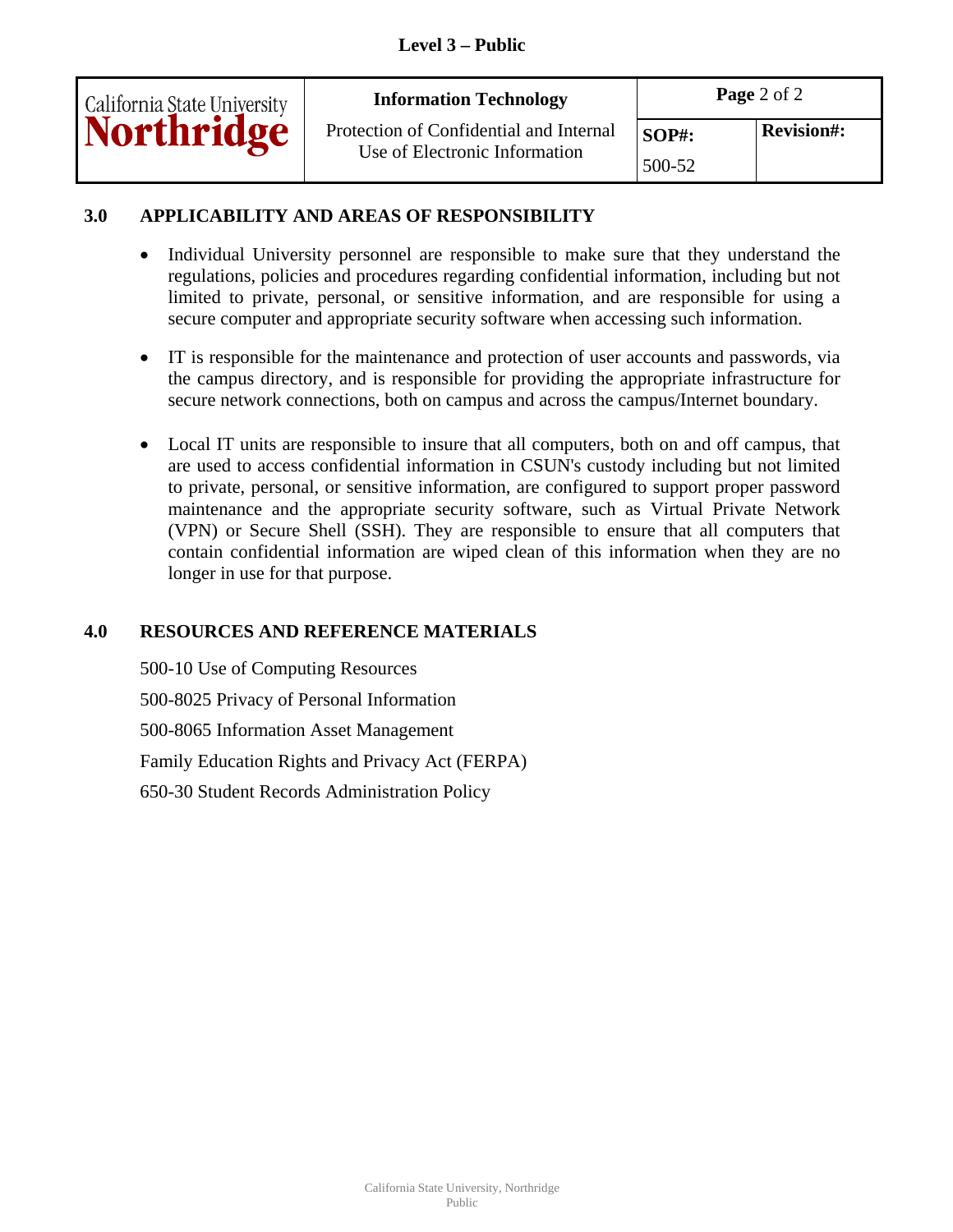## 3.0 APPLICABILITY AND AREAS OF RESPONSIBILITY

- Individual University personnel are responsible to make sure that they understand the regulations, policies and procedures regarding confidential information, including but not limited to private, personal, or sensitive information, and are responsible for using a secure computer and appropriate security software when accessing such information.

- IT is responsible for the maintenance and protection of user accounts and passwords, via the campus directory, and is responsible for providing the appropriate infrastructure for secure network connections, both on campus and across the campus/Internet boundary.

- Local IT units are responsible to insure that all computers, both on and off campus, that are used to access confidential information in CSUN's custody including but not limited to private, personal, or sensitive information, are configured to support proper password maintenance and the appropriate security software, such as Virtual Private Network (VPN) or Secure Shell (SSH). They are responsible to ensure that all computers that contain confidential information are wiped clean of this information when they are no longer in use for that purpose.

## 4.0 RESOURCES AND REFERENCE MATERIALS

500-10 Use of Computing Resources

500-8025 Privacy of Personal Information

500-8065 Information Asset Management

Family Education Rights and Privacy Act (FERPA)

650-30 Student Records Administration Policy